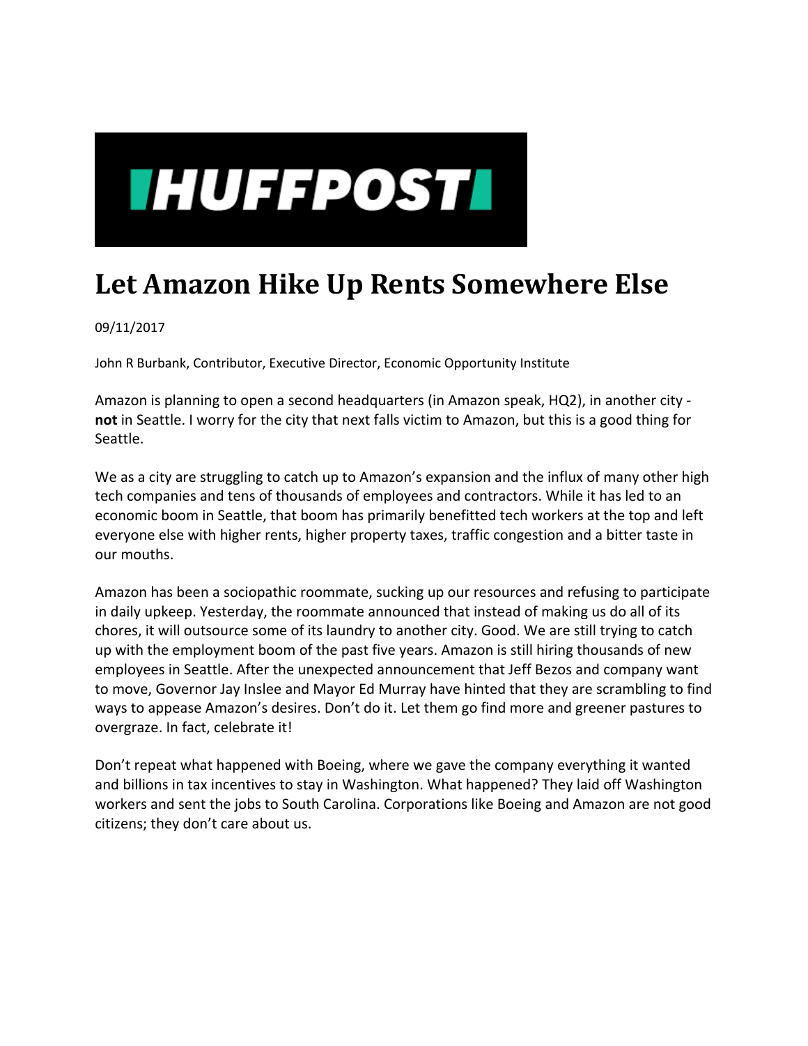HUFFPOST

# Let Amazon Hike Up Rents Somewhere Else

09/11/2017

John R Burbank, Contributor, Executive Director, Economic Opportunity Institute

Amazon is planning to open a second headquarters (in Amazon speak, HQ2), in another city - **not** in Seattle. I worry for the city that next falls victim to Amazon, but this is a good thing for Seattle.

We as a city are struggling to catch up to Amazon's expansion and the influx of many other high tech companies and tens of thousands of employees and contractors. While it has led to an economic boom in Seattle, that boom has primarily benefitted tech workers at the top and left everyone else with higher rents, higher property taxes, traffic congestion and a bitter taste in our mouths.

Amazon has been a sociopathic roommate, sucking up our resources and refusing to participate in daily upkeep. Yesterday, the roommate announced that instead of making us do all of its chores, it will outsource some of its laundry to another city. Good. We are still trying to catch up with the employment boom of the past five years. Amazon is still hiring thousands of new employees in Seattle. After the unexpected announcement that Jeff Bezos and company want to move, Governor Jay Inslee and Mayor Ed Murray have hinted that they are scrambling to find ways to appease Amazon's desires. Don't do it. Let them go find more and greener pastures to overgraze. In fact, celebrate it!

Don't repeat what happened with Boeing, where we gave the company everything it wanted and billions in tax incentives to stay in Washington. What happened? They laid off Washington workers and sent the jobs to South Carolina. Corporations like Boeing and Amazon are not good citizens; they don't care about us.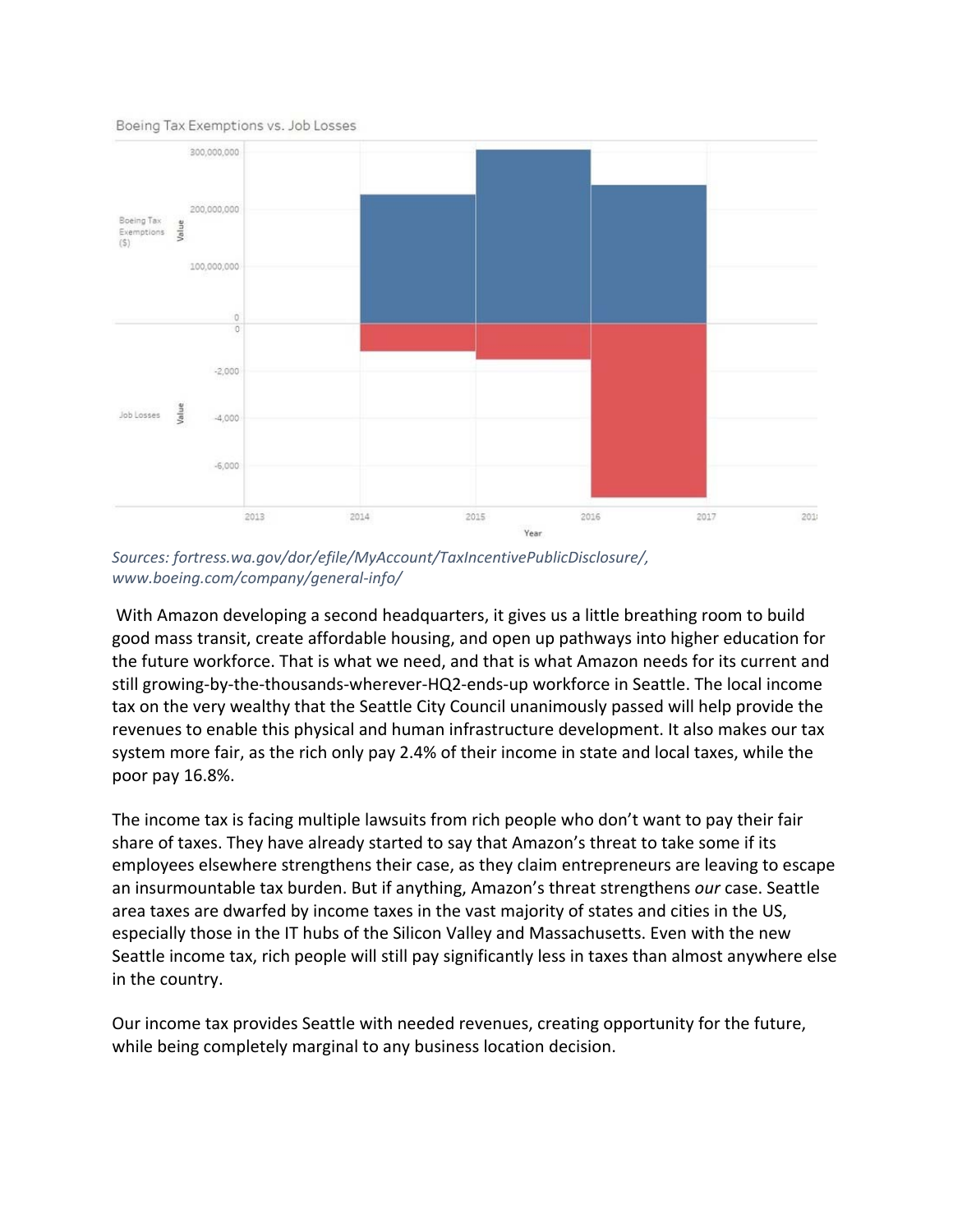Boeing Tax Exemptions vs. Job Losses

*Sources: fortress.wa.gov/dor/efile/MyAccount/TaxIncentivePublicDisclosure/, www.boeing.com/company/general-info/*

With Amazon developing a second headquarters, it gives us a little breathing room to build good mass transit, create affordable housing, and open up pathways into higher education for the future workforce. That is what we need, and that is what Amazon needs for its current and still growing-by-the-thousands-wherever-HQ2-ends-up workforce in Seattle. The local income tax on the very wealthy that the Seattle City Council unanimously passed will help provide the revenues to enable this physical and human infrastructure development. It also makes our tax system more fair, as the rich only pay 2.4% of their income in state and local taxes, while the poor pay 16.8%.

The income tax is facing multiple lawsuits from rich people who don't want to pay their fair share of taxes. They have already started to say that Amazon's threat to take some if its employees elsewhere strengthens their case, as they claim entrepreneurs are leaving to escape an insurmountable tax burden. But if anything, Amazon's threat strengthens *our* case. Seattle area taxes are dwarfed by income taxes in the vast majority of states and cities in the US, especially those in the IT hubs of the Silicon Valley and Massachusetts. Even with the new Seattle income tax, rich people will still pay significantly less in taxes than almost anywhere else in the country.

Our income tax provides Seattle with needed revenues, creating opportunity for the future, while being completely marginal to any business location decision.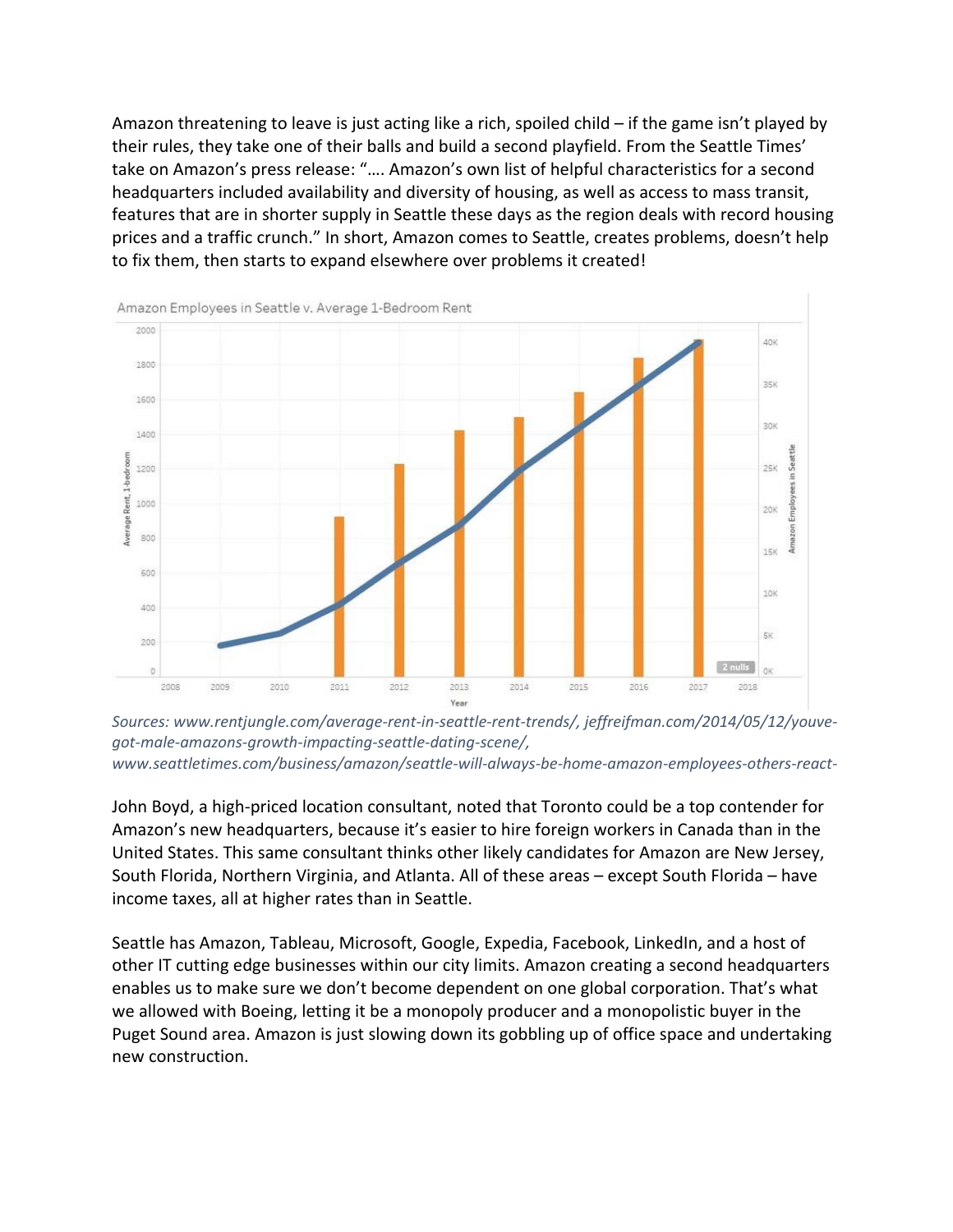Amazon threatening to leave is just acting like a rich, spoiled child – if the game isn't played by their rules, they take one of their balls and build a second playfield. From the Seattle Times' take on Amazon's press release: "…. Amazon's own list of helpful characteristics for a second headquarters included availability and diversity of housing, as well as access to mass transit, features that are in shorter supply in Seattle these days as the region deals with record housing prices and a traffic crunch." In short, Amazon comes to Seattle, creates problems, doesn't help to fix them, then starts to expand elsewhere over problems it created!

*Sources: www.rentjungle.com/average-rent-in-seattle-rent-trends/, jeffreifman.com/2014/05/12/youve-got-male-amazons-growth-impacting-seattle-dating-scene/, www.seattletimes.com/business/amazon/seattle-will-always-be-home-amazon-employees-others-react-*

John Boyd, a high-priced location consultant, noted that Toronto could be a top contender for Amazon's new headquarters, because it's easier to hire foreign workers in Canada than in the United States. This same consultant thinks other likely candidates for Amazon are New Jersey, South Florida, Northern Virginia, and Atlanta. All of these areas – except South Florida – have income taxes, all at higher rates than in Seattle.

Seattle has Amazon, Tableau, Microsoft, Google, Expedia, Facebook, LinkedIn, and a host of other IT cutting edge businesses within our city limits. Amazon creating a second headquarters enables us to make sure we don't become dependent on one global corporation. That's what we allowed with Boeing, letting it be a monopoly producer and a monopolistic buyer in the Puget Sound area. Amazon is just slowing down its gobbling up of office space and undertaking new construction.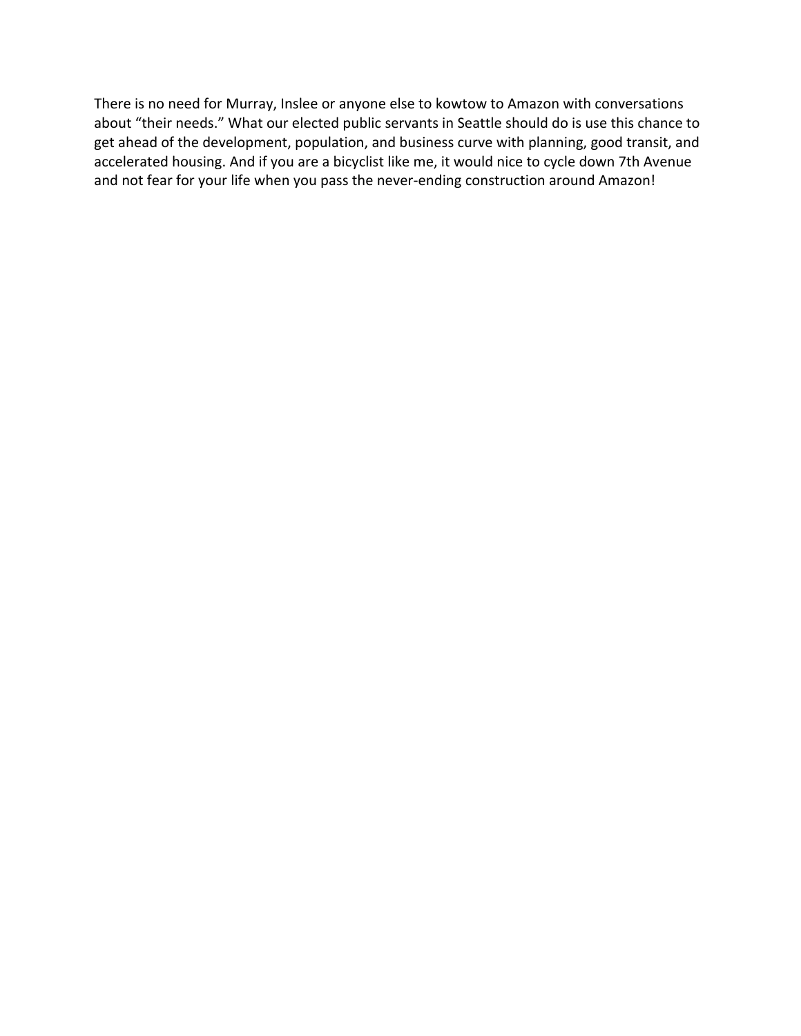There is no need for Murray, Inslee or anyone else to kowtow to Amazon with conversations about "their needs." What our elected public servants in Seattle should do is use this chance to get ahead of the development, population, and business curve with planning, good transit, and accelerated housing. And if you are a bicyclist like me, it would nice to cycle down 7th Avenue and not fear for your life when you pass the never-ending construction around Amazon!